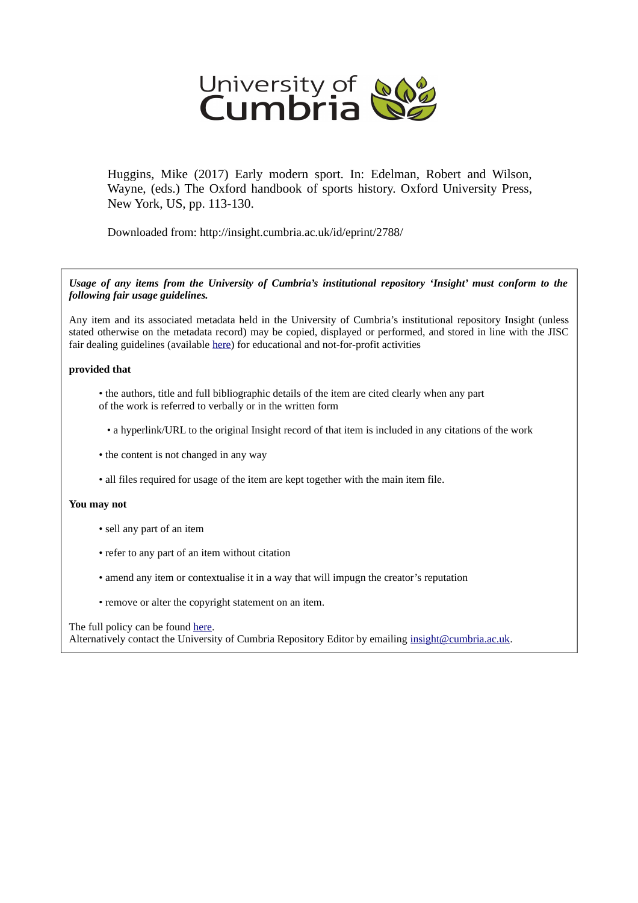University of Cumbria

Huggins, Mike (2017) Early modern sport. In: Edelman, Robert and Wilson, Wayne, (eds.) The Oxford handbook of sports history. Oxford University Press, New York, US, pp. 113-130.

Downloaded from: http://insight.cumbria.ac.uk/id/eprint/2788/

***Usage of any items from the University of Cumbria's institutional repository 'Insight' must conform to the following fair usage guidelines.***

Any item and its associated metadata held in the University of Cumbria's institutional repository Insight (unless stated otherwise on the metadata record) may be copied, displayed or performed, and stored in line with the JISC fair dealing guidelines (available here) for educational and not-for-profit activities

**provided that**

- the authors, title and full bibliographic details of the item are cited clearly when any part of the work is referred to verbally or in the written form
- a hyperlink/URL to the original Insight record of that item is included in any citations of the work
- the content is not changed in any way
- all files required for usage of the item are kept together with the main item file.

**You may not**

- sell any part of an item
- refer to any part of an item without citation
- amend any item or contextualise it in a way that will impugn the creator's reputation
- remove or alter the copyright statement on an item.

The full policy can be found here.
Alternatively contact the University of Cumbria Repository Editor by emailing insight@cumbria.ac.uk.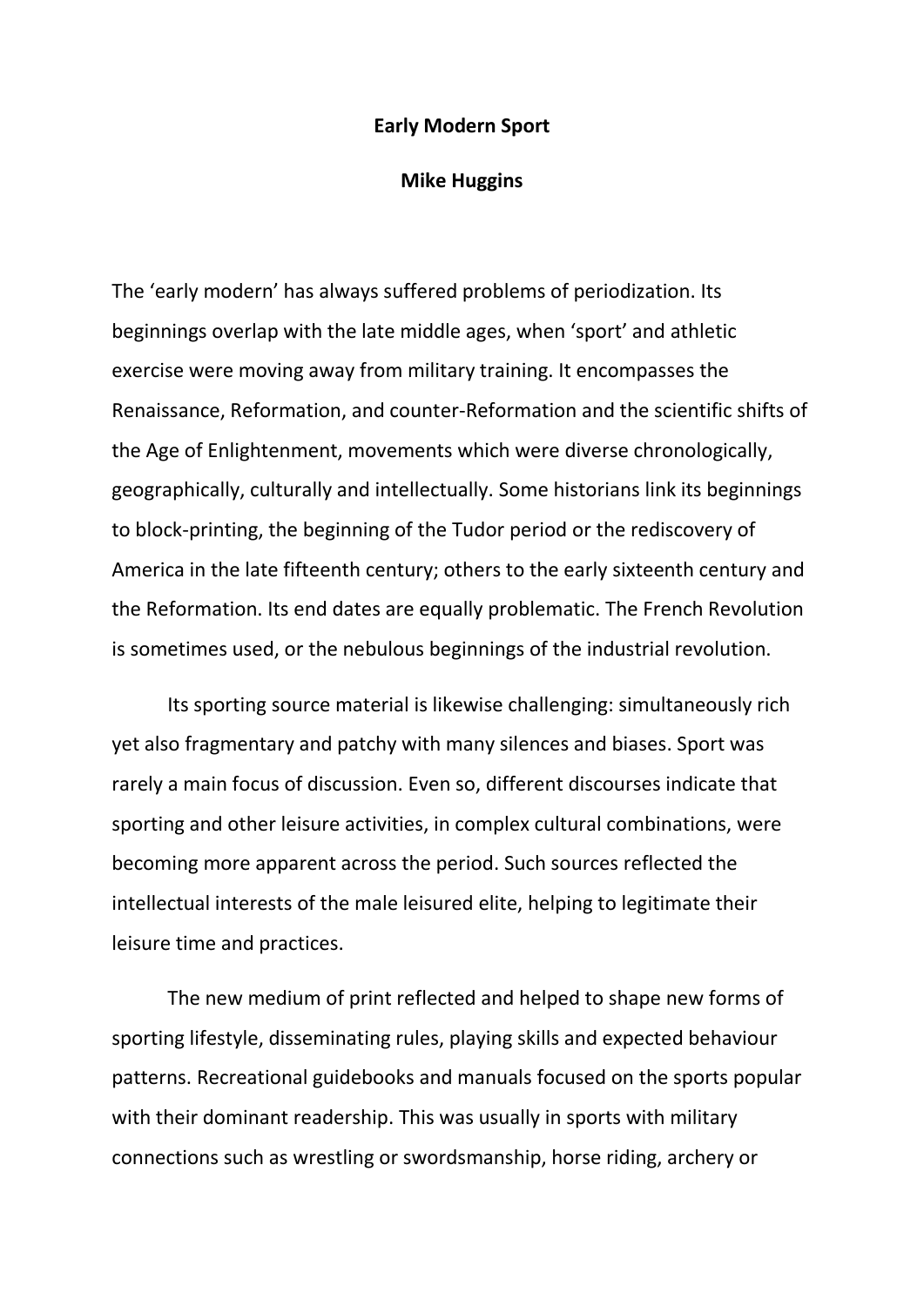# Early Modern Sport

## Mike Huggins

The 'early modern' has always suffered problems of periodization. Its beginnings overlap with the late middle ages, when 'sport' and athletic exercise were moving away from military training. It encompasses the Renaissance, Reformation, and counter-Reformation and the scientific shifts of the Age of Enlightenment, movements which were diverse chronologically, geographically, culturally and intellectually. Some historians link its beginnings to block-printing, the beginning of the Tudor period or the rediscovery of America in the late fifteenth century; others to the early sixteenth century and the Reformation. Its end dates are equally problematic. The French Revolution is sometimes used, or the nebulous beginnings of the industrial revolution.

Its sporting source material is likewise challenging: simultaneously rich yet also fragmentary and patchy with many silences and biases. Sport was rarely a main focus of discussion. Even so, different discourses indicate that sporting and other leisure activities, in complex cultural combinations, were becoming more apparent across the period. Such sources reflected the intellectual interests of the male leisured elite, helping to legitimate their leisure time and practices.

The new medium of print reflected and helped to shape new forms of sporting lifestyle, disseminating rules, playing skills and expected behaviour patterns. Recreational guidebooks and manuals focused on the sports popular with their dominant readership. This was usually in sports with military connections such as wrestling or swordsmanship, horse riding, archery or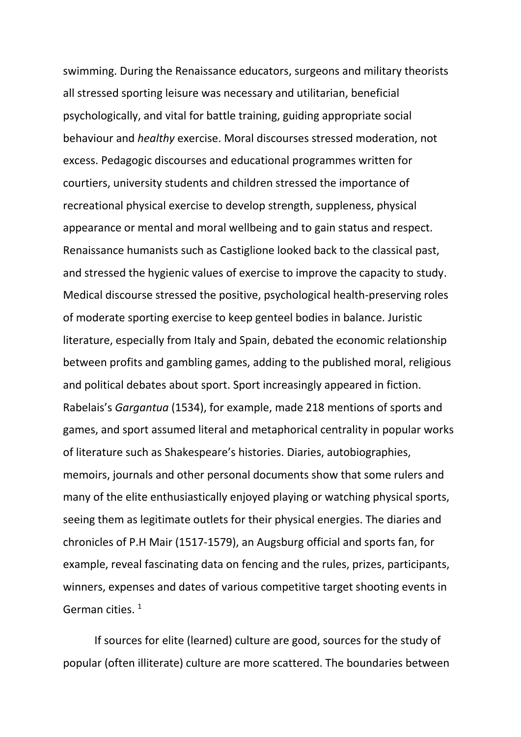swimming. During the Renaissance educators, surgeons and military theorists all stressed sporting leisure was necessary and utilitarian, beneficial psychologically, and vital for battle training, guiding appropriate social behaviour and *healthy* exercise. Moral discourses stressed moderation, not excess. Pedagogic discourses and educational programmes written for courtiers, university students and children stressed the importance of recreational physical exercise to develop strength, suppleness, physical appearance or mental and moral wellbeing and to gain status and respect. Renaissance humanists such as Castiglione looked back to the classical past, and stressed the hygienic values of exercise to improve the capacity to study. Medical discourse stressed the positive, psychological health-preserving roles of moderate sporting exercise to keep genteel bodies in balance. Juristic literature, especially from Italy and Spain, debated the economic relationship between profits and gambling games, adding to the published moral, religious and political debates about sport. Sport increasingly appeared in fiction. Rabelais's *Gargantua* (1534), for example, made 218 mentions of sports and games, and sport assumed literal and metaphorical centrality in popular works of literature such as Shakespeare's histories. Diaries, autobiographies, memoirs, journals and other personal documents show that some rulers and many of the elite enthusiastically enjoyed playing or watching physical sports, seeing them as legitimate outlets for their physical energies. The diaries and chronicles of P.H Mair (1517-1579), an Augsburg official and sports fan, for example, reveal fascinating data on fencing and the rules, prizes, participants, winners, expenses and dates of various competitive target shooting events in German cities. [1]

If sources for elite (learned) culture are good, sources for the study of popular (often illiterate) culture are more scattered. The boundaries between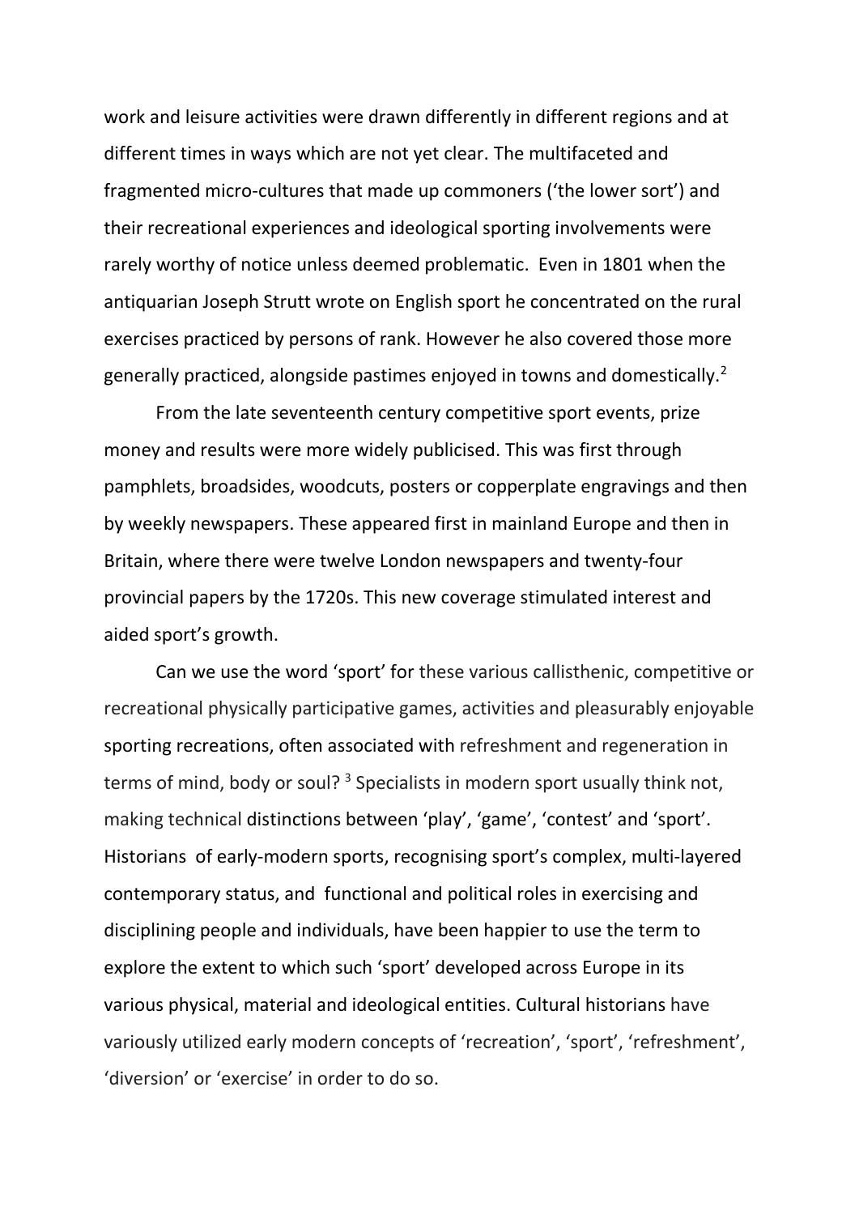work and leisure activities were drawn differently in different regions and at different times in ways which are not yet clear. The multifaceted and fragmented micro-cultures that made up commoners ('the lower sort') and their recreational experiences and ideological sporting involvements were rarely worthy of notice unless deemed problematic. Even in 1801 when the antiquarian Joseph Strutt wrote on English sport he concentrated on the rural exercises practiced by persons of rank. However he also covered those more generally practiced, alongside pastimes enjoyed in towns and domestically.[2]

From the late seventeenth century competitive sport events, prize money and results were more widely publicised. This was first through pamphlets, broadsides, woodcuts, posters or copperplate engravings and then by weekly newspapers. These appeared first in mainland Europe and then in Britain, where there were twelve London newspapers and twenty-four provincial papers by the 1720s. This new coverage stimulated interest and aided sport's growth.

Can we use the word 'sport' for these various callisthenic, competitive or recreational physically participative games, activities and pleasurably enjoyable sporting recreations, often associated with refreshment and regeneration in terms of mind, body or soul? [3] Specialists in modern sport usually think not, making technical distinctions between 'play', 'game', 'contest' and 'sport'. Historians of early-modern sports, recognising sport's complex, multi-layered contemporary status, and functional and political roles in exercising and disciplining people and individuals, have been happier to use the term to explore the extent to which such 'sport' developed across Europe in its various physical, material and ideological entities. Cultural historians have variously utilized early modern concepts of 'recreation', 'sport', 'refreshment', 'diversion' or 'exercise' in order to do so.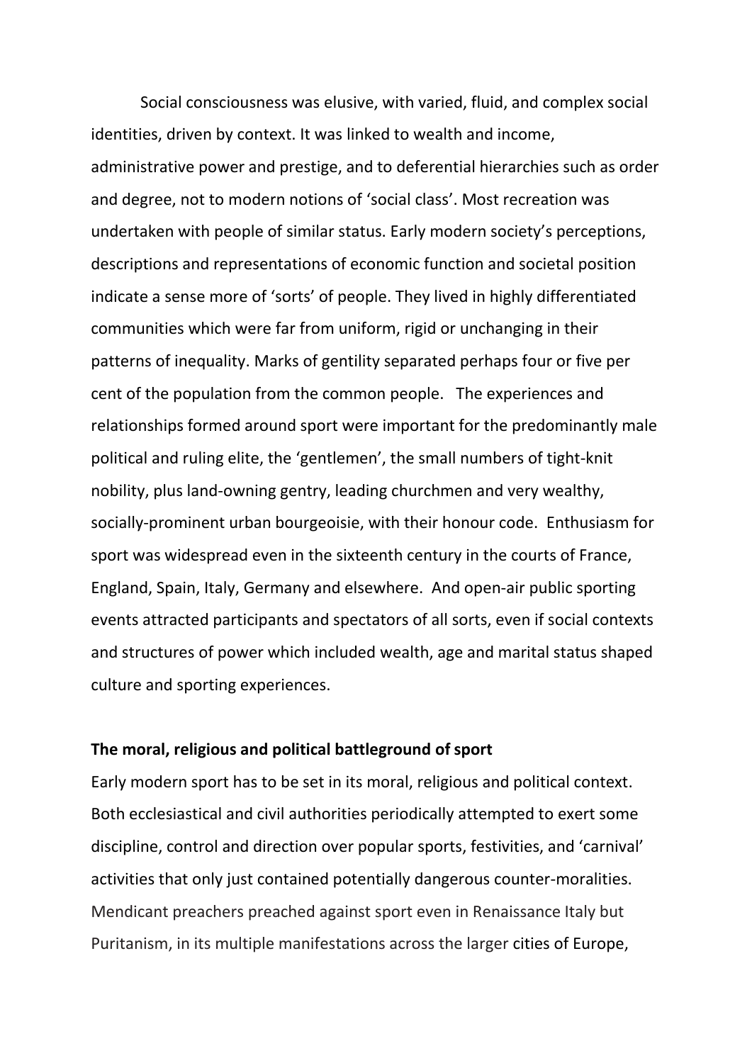Social consciousness was elusive, with varied, fluid, and complex social identities, driven by context. It was linked to wealth and income, administrative power and prestige, and to deferential hierarchies such as order and degree, not to modern notions of 'social class'. Most recreation was undertaken with people of similar status. Early modern society's perceptions, descriptions and representations of economic function and societal position indicate a sense more of 'sorts' of people. They lived in highly differentiated communities which were far from uniform, rigid or unchanging in their patterns of inequality. Marks of gentility separated perhaps four or five per cent of the population from the common people. The experiences and relationships formed around sport were important for the predominantly male political and ruling elite, the 'gentlemen', the small numbers of tight-knit nobility, plus land-owning gentry, leading churchmen and very wealthy, socially-prominent urban bourgeoisie, with their honour code. Enthusiasm for sport was widespread even in the sixteenth century in the courts of France, England, Spain, Italy, Germany and elsewhere. And open-air public sporting events attracted participants and spectators of all sorts, even if social contexts and structures of power which included wealth, age and marital status shaped culture and sporting experiences.

**The moral, religious and political battleground of sport**

Early modern sport has to be set in its moral, religious and political context. Both ecclesiastical and civil authorities periodically attempted to exert some discipline, control and direction over popular sports, festivities, and 'carnival' activities that only just contained potentially dangerous counter-moralities. Mendicant preachers preached against sport even in Renaissance Italy but Puritanism, in its multiple manifestations across the larger cities of Europe,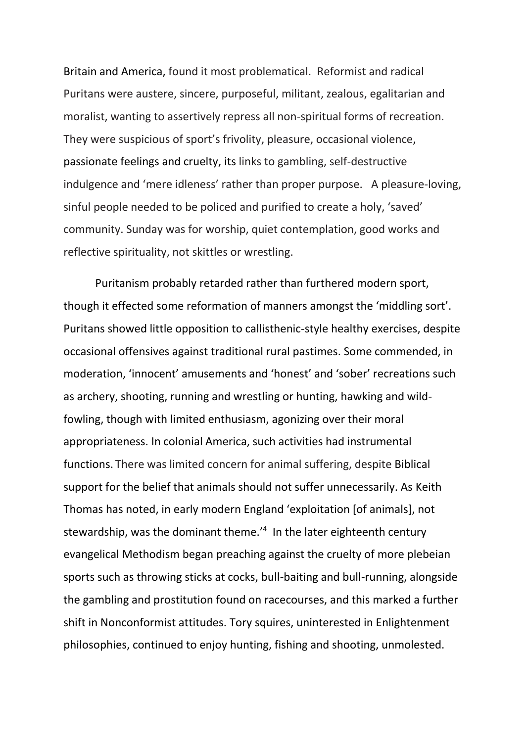Britain and America, found it most problematical. Reformist and radical Puritans were austere, sincere, purposeful, militant, zealous, egalitarian and moralist, wanting to assertively repress all non-spiritual forms of recreation. They were suspicious of sport's frivolity, pleasure, occasional violence, passionate feelings and cruelty, its links to gambling, self-destructive indulgence and 'mere idleness' rather than proper purpose. A pleasure-loving, sinful people needed to be policed and purified to create a holy, 'saved' community. Sunday was for worship, quiet contemplation, good works and reflective spirituality, not skittles or wrestling.

Puritanism probably retarded rather than furthered modern sport, though it effected some reformation of manners amongst the 'middling sort'. Puritans showed little opposition to callisthenic-style healthy exercises, despite occasional offensives against traditional rural pastimes. Some commended, in moderation, 'innocent' amusements and 'honest' and 'sober' recreations such as archery, shooting, running and wrestling or hunting, hawking and wild-fowling, though with limited enthusiasm, agonizing over their moral appropriateness. In colonial America, such activities had instrumental functions. There was limited concern for animal suffering, despite Biblical support for the belief that animals should not suffer unnecessarily. As Keith Thomas has noted, in early modern England 'exploitation [of animals], not stewardship, was the dominant theme.'[4] In the later eighteenth century evangelical Methodism began preaching against the cruelty of more plebeian sports such as throwing sticks at cocks, bull-baiting and bull-running, alongside the gambling and prostitution found on racecourses, and this marked a further shift in Nonconformist attitudes. Tory squires, uninterested in Enlightenment philosophies, continued to enjoy hunting, fishing and shooting, unmolested.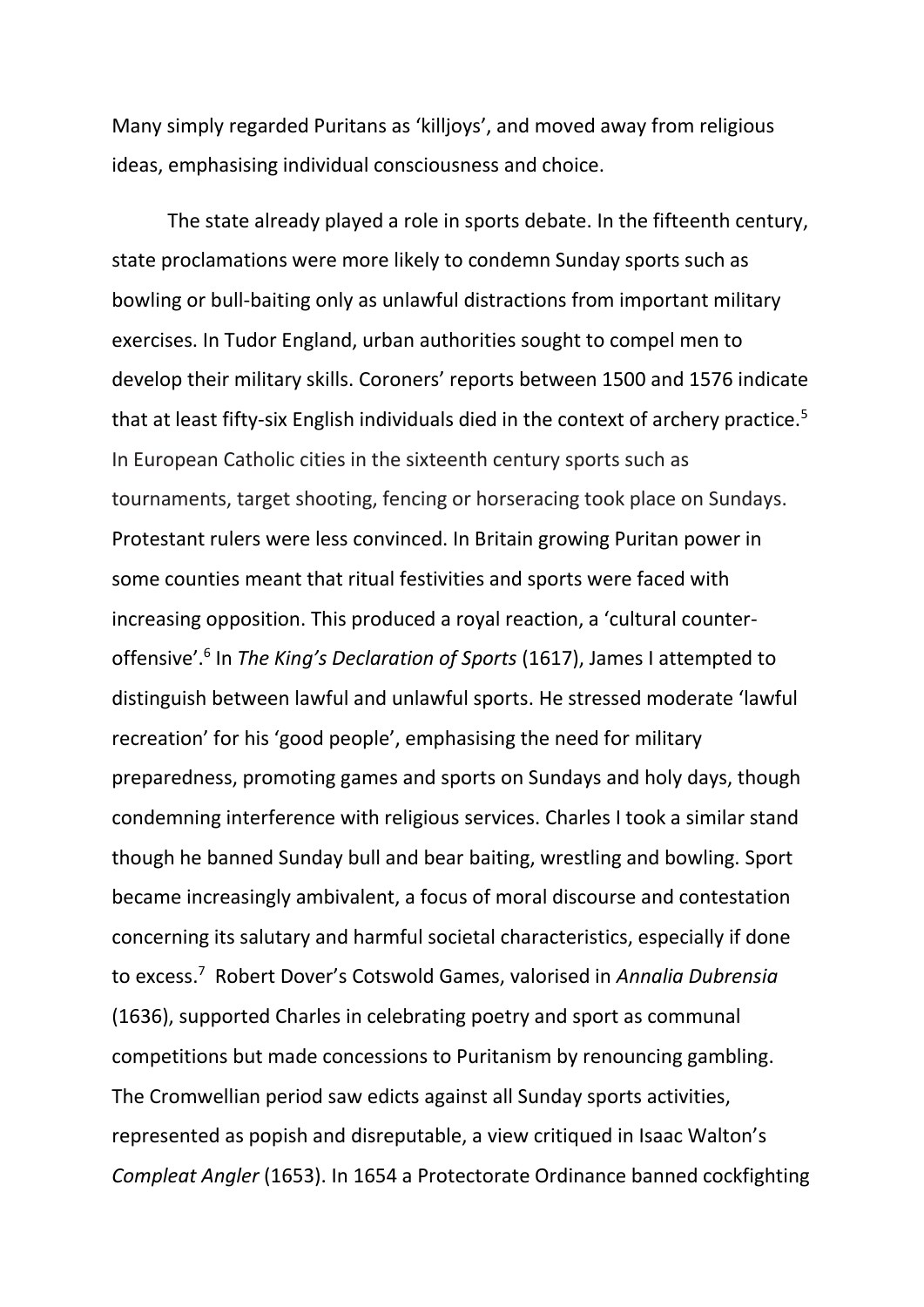Many simply regarded Puritans as 'killjoys', and moved away from religious ideas, emphasising individual consciousness and choice.

The state already played a role in sports debate. In the fifteenth century, state proclamations were more likely to condemn Sunday sports such as bowling or bull-baiting only as unlawful distractions from important military exercises. In Tudor England, urban authorities sought to compel men to develop their military skills. Coroners' reports between 1500 and 1576 indicate that at least fifty-six English individuals died in the context of archery practice.[5] In European Catholic cities in the sixteenth century sports such as tournaments, target shooting, fencing or horseracing took place on Sundays. Protestant rulers were less convinced. In Britain growing Puritan power in some counties meant that ritual festivities and sports were faced with increasing opposition. This produced a royal reaction, a 'cultural counter-offensive'.[6] In *The King's Declaration of Sports* (1617), James I attempted to distinguish between lawful and unlawful sports. He stressed moderate 'lawful recreation' for his 'good people', emphasising the need for military preparedness, promoting games and sports on Sundays and holy days, though condemning interference with religious services. Charles I took a similar stand though he banned Sunday bull and bear baiting, wrestling and bowling. Sport became increasingly ambivalent, a focus of moral discourse and contestation concerning its salutary and harmful societal characteristics, especially if done to excess.[7] Robert Dover's Cotswold Games, valorised in *Annalia Dubrensia* (1636), supported Charles in celebrating poetry and sport as communal competitions but made concessions to Puritanism by renouncing gambling. The Cromwellian period saw edicts against all Sunday sports activities, represented as popish and disreputable, a view critiqued in Isaac Walton's *Compleat Angler* (1653). In 1654 a Protectorate Ordinance banned cockfighting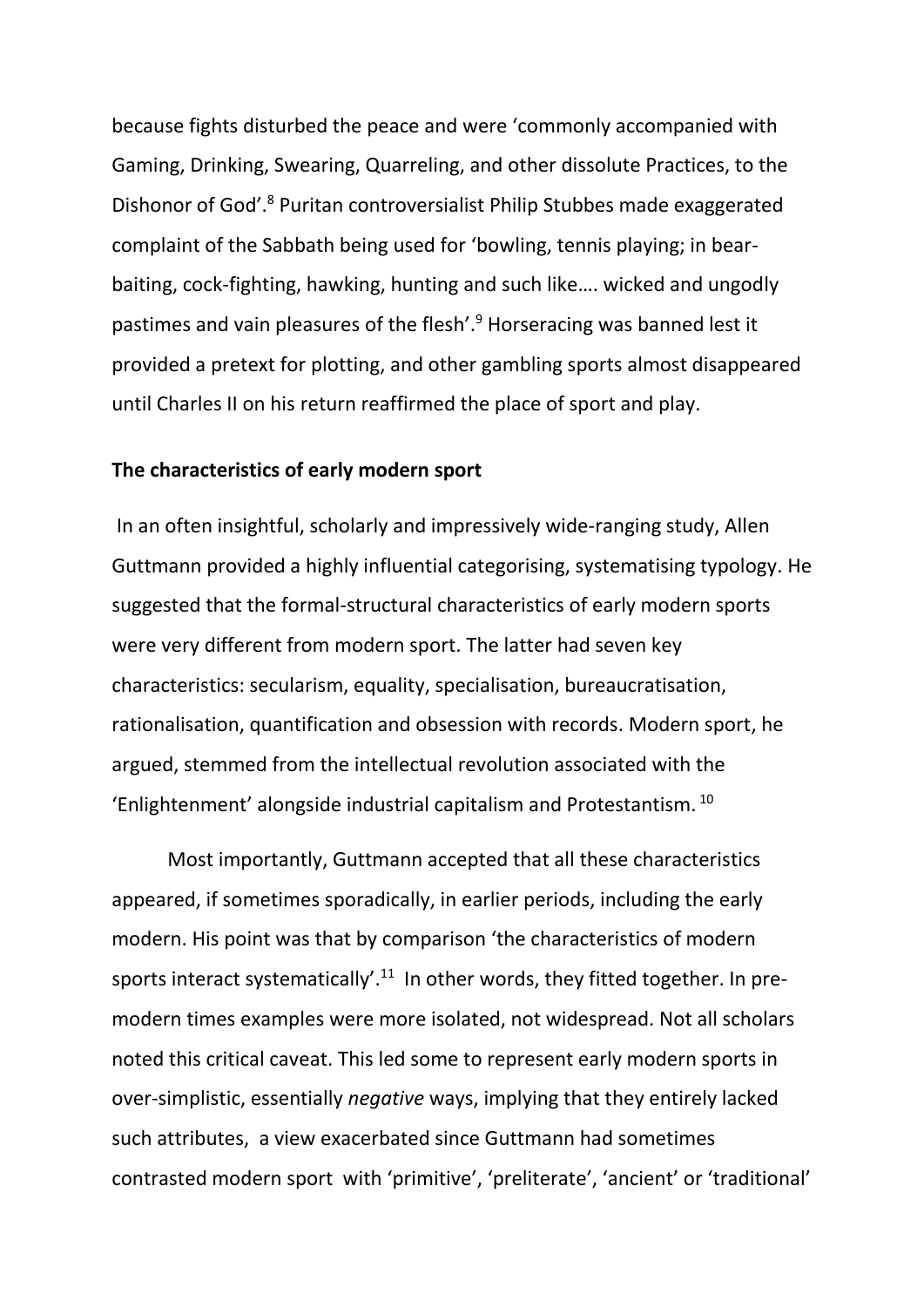because fights disturbed the peace and were 'commonly accompanied with Gaming, Drinking, Swearing, Quarreling, and other dissolute Practices, to the Dishonor of God'.[8] Puritan controversialist Philip Stubbes made exaggerated complaint of the Sabbath being used for 'bowling, tennis playing; in bear-baiting, cock-fighting, hawking, hunting and such like…. wicked and ungodly pastimes and vain pleasures of the flesh'.[9] Horseracing was banned lest it provided a pretext for plotting, and other gambling sports almost disappeared until Charles II on his return reaffirmed the place of sport and play.

## The characteristics of early modern sport

In an often insightful, scholarly and impressively wide-ranging study, Allen Guttmann provided a highly influential categorising, systematising typology. He suggested that the formal-structural characteristics of early modern sports were very different from modern sport. The latter had seven key characteristics: secularism, equality, specialisation, bureaucratisation, rationalisation, quantification and obsession with records. Modern sport, he argued, stemmed from the intellectual revolution associated with the 'Enlightenment' alongside industrial capitalism and Protestantism.[10]

Most importantly, Guttmann accepted that all these characteristics appeared, if sometimes sporadically, in earlier periods, including the early modern. His point was that by comparison 'the characteristics of modern sports interact systematically'.[11] In other words, they fitted together. In pre-modern times examples were more isolated, not widespread. Not all scholars noted this critical caveat. This led some to represent early modern sports in over-simplistic, essentially *negative* ways, implying that they entirely lacked such attributes, a view exacerbated since Guttmann had sometimes contrasted modern sport with 'primitive', 'preliterate', 'ancient' or 'traditional'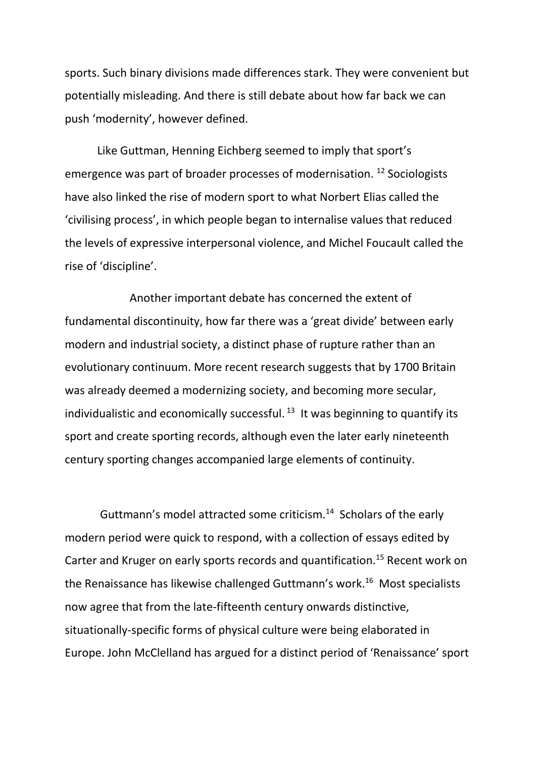sports. Such binary divisions made differences stark. They were convenient but potentially misleading. And there is still debate about how far back we can push 'modernity', however defined.

Like Guttman, Henning Eichberg seemed to imply that sport's emergence was part of broader processes of modernisation. [12] Sociologists have also linked the rise of modern sport to what Norbert Elias called the 'civilising process', in which people began to internalise values that reduced the levels of expressive interpersonal violence, and Michel Foucault called the rise of 'discipline'.

Another important debate has concerned the extent of fundamental discontinuity, how far there was a 'great divide' between early modern and industrial society, a distinct phase of rupture rather than an evolutionary continuum. More recent research suggests that by 1700 Britain was already deemed a modernizing society, and becoming more secular, individualistic and economically successful. [13] It was beginning to quantify its sport and create sporting records, although even the later early nineteenth century sporting changes accompanied large elements of continuity.

Guttmann's model attracted some criticism.[14] Scholars of the early modern period were quick to respond, with a collection of essays edited by Carter and Kruger on early sports records and quantification.[15] Recent work on the Renaissance has likewise challenged Guttmann's work.[16] Most specialists now agree that from the late-fifteenth century onwards distinctive, situationally-specific forms of physical culture were being elaborated in Europe. John McClelland has argued for a distinct period of 'Renaissance' sport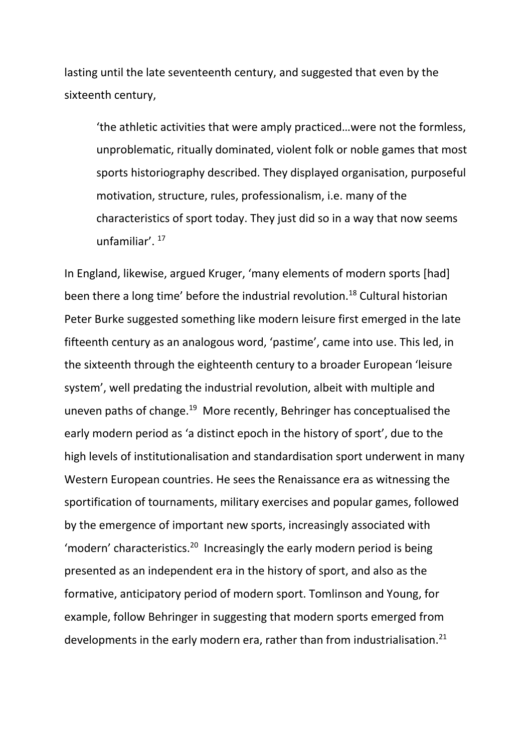lasting until the late seventeenth century, and suggested that even by the sixteenth century,

> 'the athletic activities that were amply practiced…were not the formless, unproblematic, ritually dominated, violent folk or noble games that most sports historiography described. They displayed organisation, purposeful motivation, structure, rules, professionalism, i.e. many of the characteristics of sport today. They just did so in a way that now seems unfamiliar'. [17]

In England, likewise, argued Kruger, 'many elements of modern sports [had] been there a long time' before the industrial revolution.[18] Cultural historian Peter Burke suggested something like modern leisure first emerged in the late fifteenth century as an analogous word, 'pastime', came into use. This led, in the sixteenth through the eighteenth century to a broader European 'leisure system', well predating the industrial revolution, albeit with multiple and uneven paths of change.[19] More recently, Behringer has conceptualised the early modern period as 'a distinct epoch in the history of sport', due to the high levels of institutionalisation and standardisation sport underwent in many Western European countries. He sees the Renaissance era as witnessing the sportification of tournaments, military exercises and popular games, followed by the emergence of important new sports, increasingly associated with 'modern' characteristics.[20] Increasingly the early modern period is being presented as an independent era in the history of sport, and also as the formative, anticipatory period of modern sport. Tomlinson and Young, for example, follow Behringer in suggesting that modern sports emerged from developments in the early modern era, rather than from industrialisation.[21]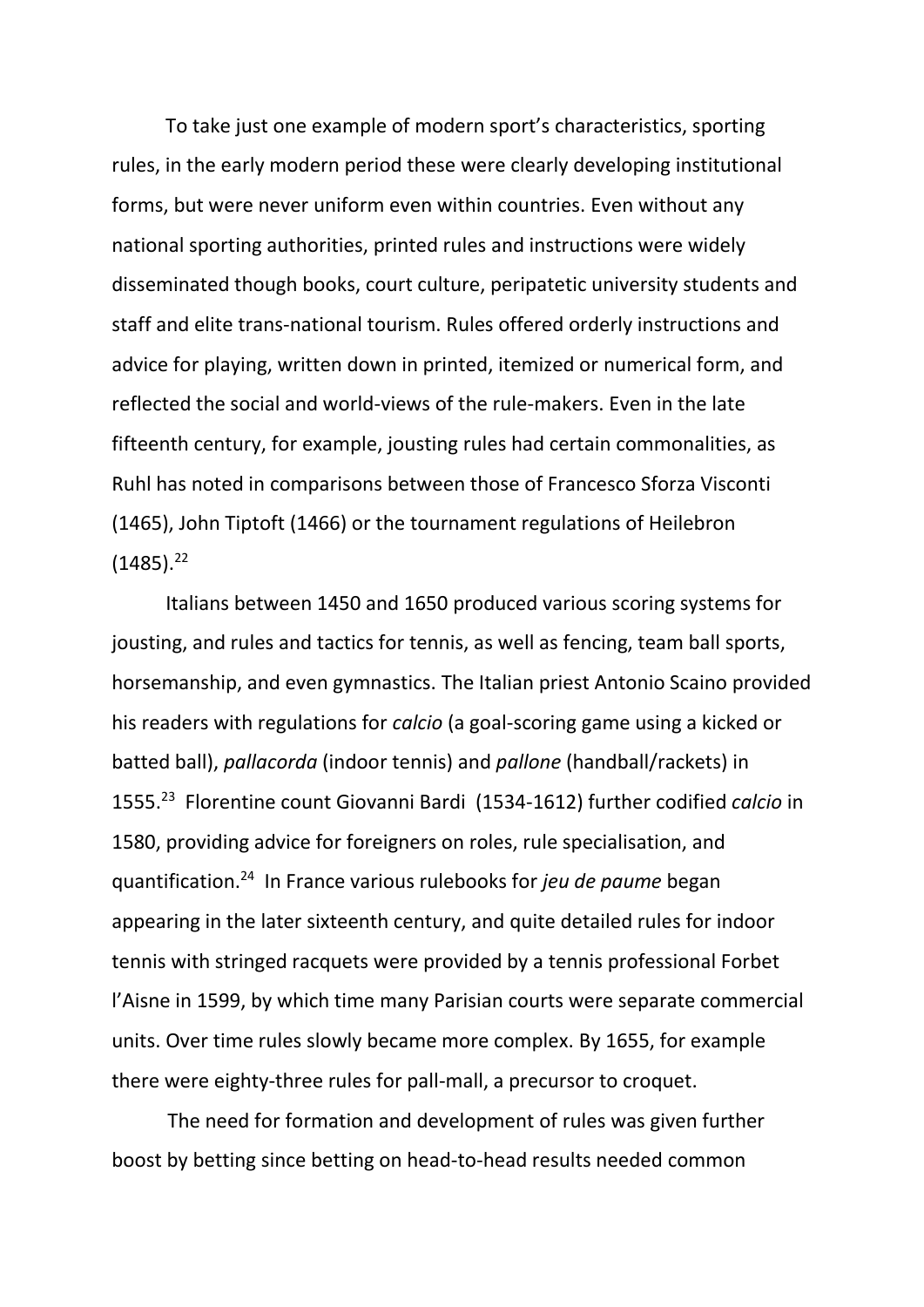To take just one example of modern sport's characteristics, sporting rules, in the early modern period these were clearly developing institutional forms, but were never uniform even within countries. Even without any national sporting authorities, printed rules and instructions were widely disseminated though books, court culture, peripatetic university students and staff and elite trans-national tourism. Rules offered orderly instructions and advice for playing, written down in printed, itemized or numerical form, and reflected the social and world-views of the rule-makers. Even in the late fifteenth century, for example, jousting rules had certain commonalities, as Ruhl has noted in comparisons between those of Francesco Sforza Visconti (1465), John Tiptoft (1466) or the tournament regulations of Heilebron (1485).[22]

Italians between 1450 and 1650 produced various scoring systems for jousting, and rules and tactics for tennis, as well as fencing, team ball sports, horsemanship, and even gymnastics. The Italian priest Antonio Scaino provided his readers with regulations for *calcio* (a goal-scoring game using a kicked or batted ball), *pallacorda* (indoor tennis) and *pallone* (handball/rackets) in 1555.[23] Florentine count Giovanni Bardi (1534-1612) further codified *calcio* in 1580, providing advice for foreigners on roles, rule specialisation, and quantification.[24] In France various rulebooks for *jeu de paume* began appearing in the later sixteenth century, and quite detailed rules for indoor tennis with stringed racquets were provided by a tennis professional Forbet l'Aisne in 1599, by which time many Parisian courts were separate commercial units. Over time rules slowly became more complex. By 1655, for example there were eighty-three rules for pall-mall, a precursor to croquet.

The need for formation and development of rules was given further boost by betting since betting on head-to-head results needed common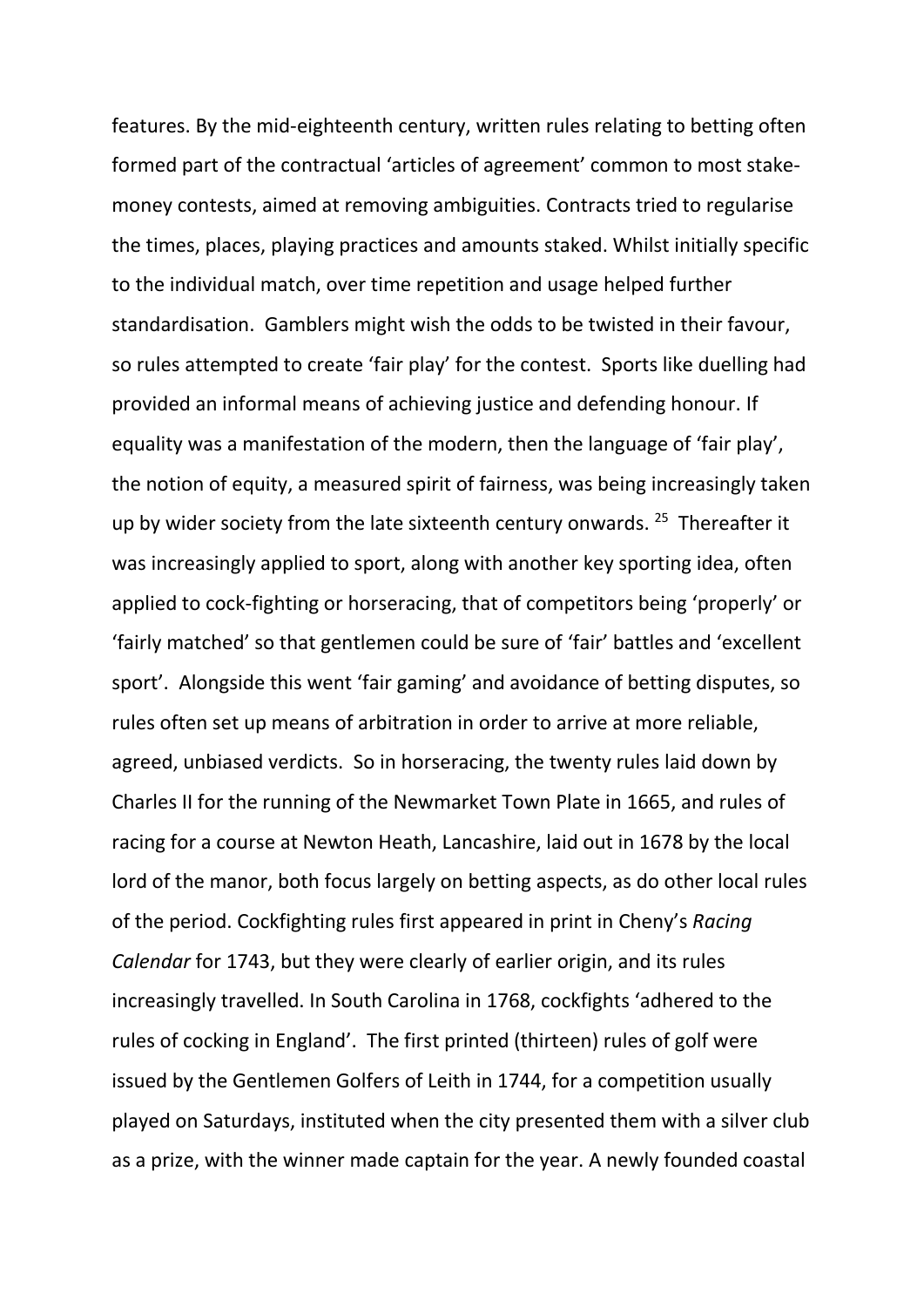features. By the mid-eighteenth century, written rules relating to betting often formed part of the contractual 'articles of agreement' common to most stake-money contests, aimed at removing ambiguities. Contracts tried to regularise the times, places, playing practices and amounts staked. Whilst initially specific to the individual match, over time repetition and usage helped further standardisation. Gamblers might wish the odds to be twisted in their favour, so rules attempted to create 'fair play' for the contest. Sports like duelling had provided an informal means of achieving justice and defending honour. If equality was a manifestation of the modern, then the language of 'fair play', the notion of equity, a measured spirit of fairness, was being increasingly taken up by wider society from the late sixteenth century onwards. [25] Thereafter it was increasingly applied to sport, along with another key sporting idea, often applied to cock-fighting or horseracing, that of competitors being 'properly' or 'fairly matched' so that gentlemen could be sure of 'fair' battles and 'excellent sport'. Alongside this went 'fair gaming' and avoidance of betting disputes, so rules often set up means of arbitration in order to arrive at more reliable, agreed, unbiased verdicts. So in horseracing, the twenty rules laid down by Charles II for the running of the Newmarket Town Plate in 1665, and rules of racing for a course at Newton Heath, Lancashire, laid out in 1678 by the local lord of the manor, both focus largely on betting aspects, as do other local rules of the period. Cockfighting rules first appeared in print in Cheny's *Racing Calendar* for 1743, but they were clearly of earlier origin, and its rules increasingly travelled. In South Carolina in 1768, cockfights 'adhered to the rules of cocking in England'. The first printed (thirteen) rules of golf were issued by the Gentlemen Golfers of Leith in 1744, for a competition usually played on Saturdays, instituted when the city presented them with a silver club as a prize, with the winner made captain for the year. A newly founded coastal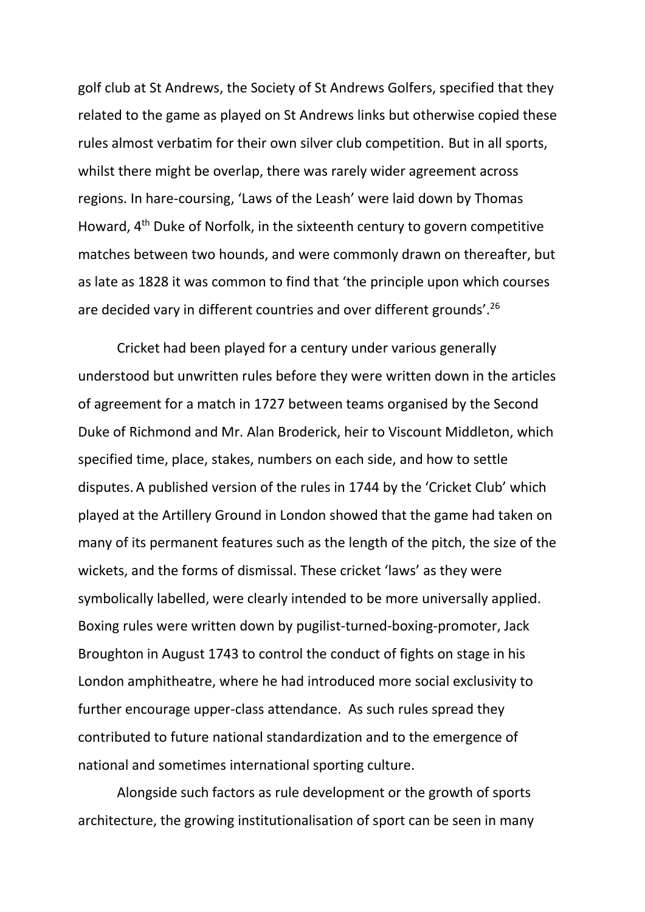golf club at St Andrews, the Society of St Andrews Golfers, specified that they related to the game as played on St Andrews links but otherwise copied these rules almost verbatim for their own silver club competition. But in all sports, whilst there might be overlap, there was rarely wider agreement across regions. In hare-coursing, 'Laws of the Leash' were laid down by Thomas Howard, 4th Duke of Norfolk, in the sixteenth century to govern competitive matches between two hounds, and were commonly drawn on thereafter, but as late as 1828 it was common to find that 'the principle upon which courses are decided vary in different countries and over different grounds'.[26]

Cricket had been played for a century under various generally understood but unwritten rules before they were written down in the articles of agreement for a match in 1727 between teams organised by the Second Duke of Richmond and Mr. Alan Broderick, heir to Viscount Middleton, which specified time, place, stakes, numbers on each side, and how to settle disputes. A published version of the rules in 1744 by the 'Cricket Club' which played at the Artillery Ground in London showed that the game had taken on many of its permanent features such as the length of the pitch, the size of the wickets, and the forms of dismissal. These cricket 'laws' as they were symbolically labelled, were clearly intended to be more universally applied. Boxing rules were written down by pugilist-turned-boxing-promoter, Jack Broughton in August 1743 to control the conduct of fights on stage in his London amphitheatre, where he had introduced more social exclusivity to further encourage upper-class attendance. As such rules spread they contributed to future national standardization and to the emergence of national and sometimes international sporting culture.

Alongside such factors as rule development or the growth of sports architecture, the growing institutionalisation of sport can be seen in many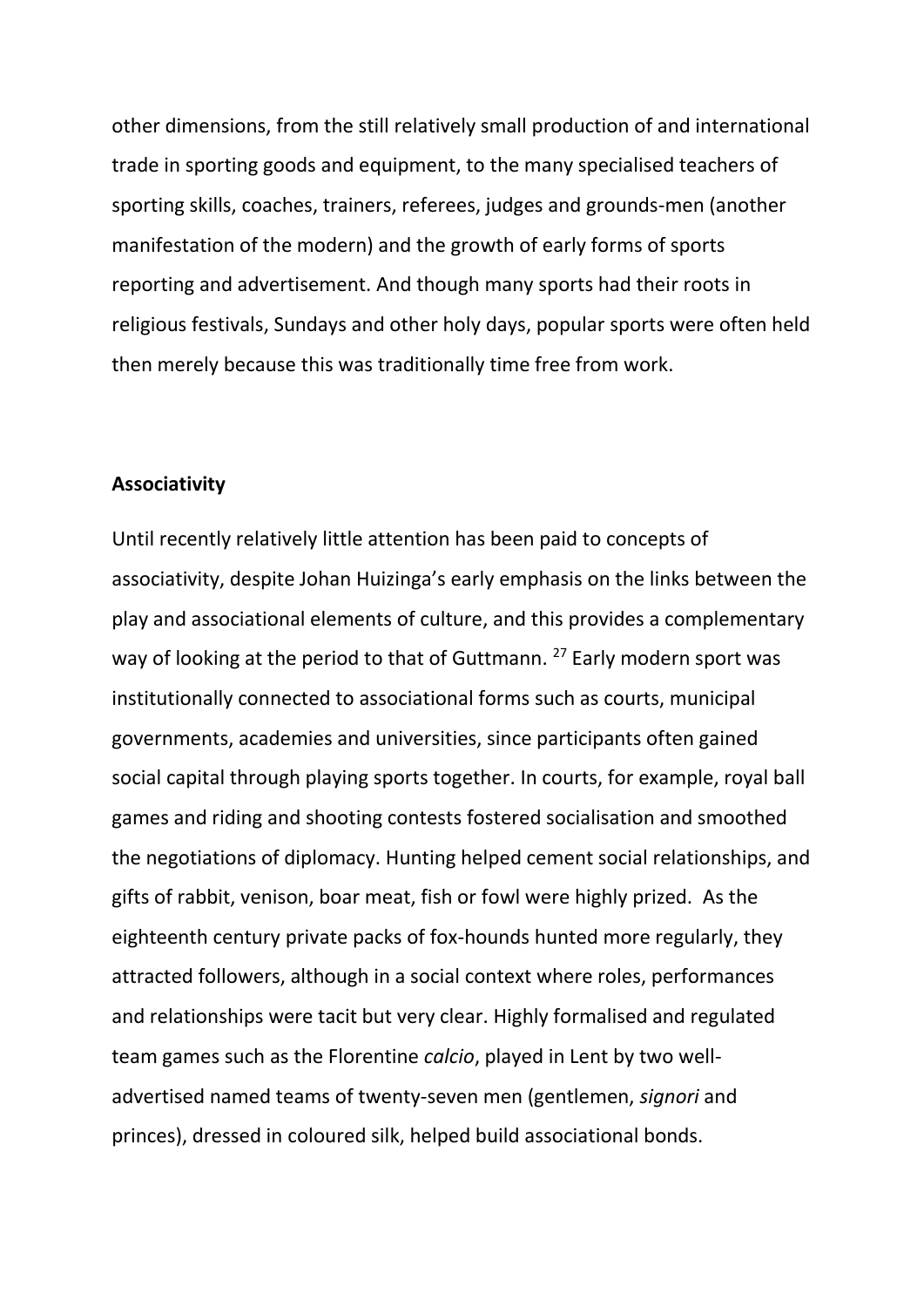other dimensions, from the still relatively small production of and international trade in sporting goods and equipment, to the many specialised teachers of sporting skills, coaches, trainers, referees, judges and grounds-men (another manifestation of the modern) and the growth of early forms of sports reporting and advertisement. And though many sports had their roots in religious festivals, Sundays and other holy days, popular sports were often held then merely because this was traditionally time free from work.

**Associativity**

Until recently relatively little attention has been paid to concepts of associativity, despite Johan Huizinga's early emphasis on the links between the play and associational elements of culture, and this provides a complementary way of looking at the period to that of Guttmann. [27] Early modern sport was institutionally connected to associational forms such as courts, municipal governments, academies and universities, since participants often gained social capital through playing sports together. In courts, for example, royal ball games and riding and shooting contests fostered socialisation and smoothed the negotiations of diplomacy. Hunting helped cement social relationships, and gifts of rabbit, venison, boar meat, fish or fowl were highly prized. As the eighteenth century private packs of fox-hounds hunted more regularly, they attracted followers, although in a social context where roles, performances and relationships were tacit but very clear. Highly formalised and regulated team games such as the Florentine *calcio*, played in Lent by two well-advertised named teams of twenty-seven men (gentlemen, *signori* and princes), dressed in coloured silk, helped build associational bonds.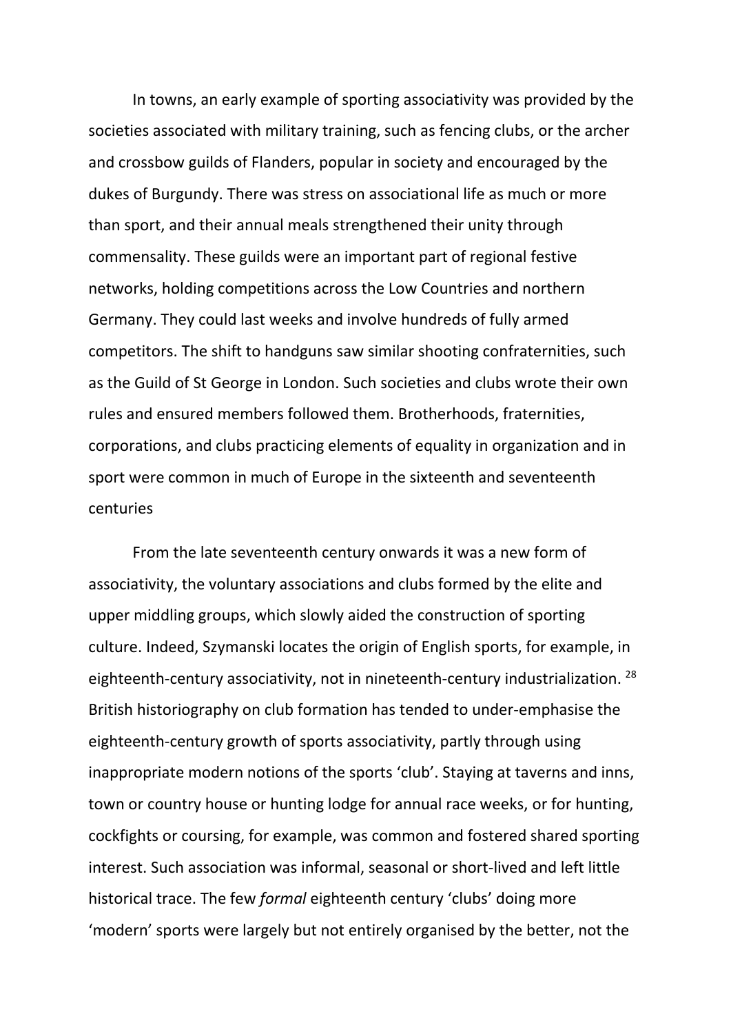In towns, an early example of sporting associativity was provided by the societies associated with military training, such as fencing clubs, or the archer and crossbow guilds of Flanders, popular in society and encouraged by the dukes of Burgundy. There was stress on associational life as much or more than sport, and their annual meals strengthened their unity through commensality. These guilds were an important part of regional festive networks, holding competitions across the Low Countries and northern Germany. They could last weeks and involve hundreds of fully armed competitors. The shift to handguns saw similar shooting confraternities, such as the Guild of St George in London. Such societies and clubs wrote their own rules and ensured members followed them. Brotherhoods, fraternities, corporations, and clubs practicing elements of equality in organization and in sport were common in much of Europe in the sixteenth and seventeenth centuries

From the late seventeenth century onwards it was a new form of associativity, the voluntary associations and clubs formed by the elite and upper middling groups, which slowly aided the construction of sporting culture. Indeed, Szymanski locates the origin of English sports, for example, in eighteenth-century associativity, not in nineteenth-century industrialization. [28] British historiography on club formation has tended to under-emphasise the eighteenth-century growth of sports associativity, partly through using inappropriate modern notions of the sports 'club'. Staying at taverns and inns, town or country house or hunting lodge for annual race weeks, or for hunting, cockfights or coursing, for example, was common and fostered shared sporting interest. Such association was informal, seasonal or short-lived and left little historical trace. The few *formal* eighteenth century 'clubs' doing more 'modern' sports were largely but not entirely organised by the better, not the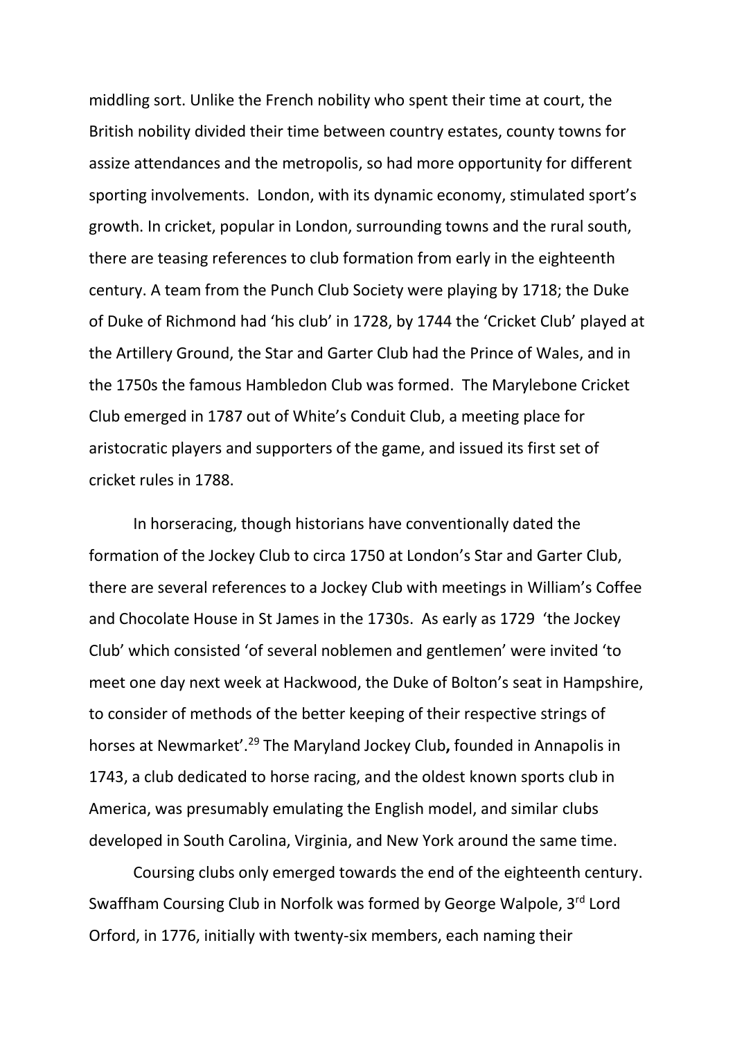middling sort. Unlike the French nobility who spent their time at court, the British nobility divided their time between country estates, county towns for assize attendances and the metropolis, so had more opportunity for different sporting involvements. London, with its dynamic economy, stimulated sport's growth. In cricket, popular in London, surrounding towns and the rural south, there are teasing references to club formation from early in the eighteenth century. A team from the Punch Club Society were playing by 1718; the Duke of Duke of Richmond had 'his club' in 1728, by 1744 the 'Cricket Club' played at the Artillery Ground, the Star and Garter Club had the Prince of Wales, and in the 1750s the famous Hambledon Club was formed. The Marylebone Cricket Club emerged in 1787 out of White's Conduit Club, a meeting place for aristocratic players and supporters of the game, and issued its first set of cricket rules in 1788.

In horseracing, though historians have conventionally dated the formation of the Jockey Club to circa 1750 at London's Star and Garter Club, there are several references to a Jockey Club with meetings in William's Coffee and Chocolate House in St James in the 1730s. As early as 1729 'the Jockey Club' which consisted 'of several noblemen and gentlemen' were invited 'to meet one day next week at Hackwood, the Duke of Bolton's seat in Hampshire, to consider of methods of the better keeping of their respective strings of horses at Newmarket'.[29] The Maryland Jockey Club**,** founded in Annapolis in 1743, a club dedicated to horse racing, and the oldest known sports club in America, was presumably emulating the English model, and similar clubs developed in South Carolina, Virginia, and New York around the same time.

Coursing clubs only emerged towards the end of the eighteenth century. Swaffham Coursing Club in Norfolk was formed by George Walpole, 3rd Lord Orford, in 1776, initially with twenty-six members, each naming their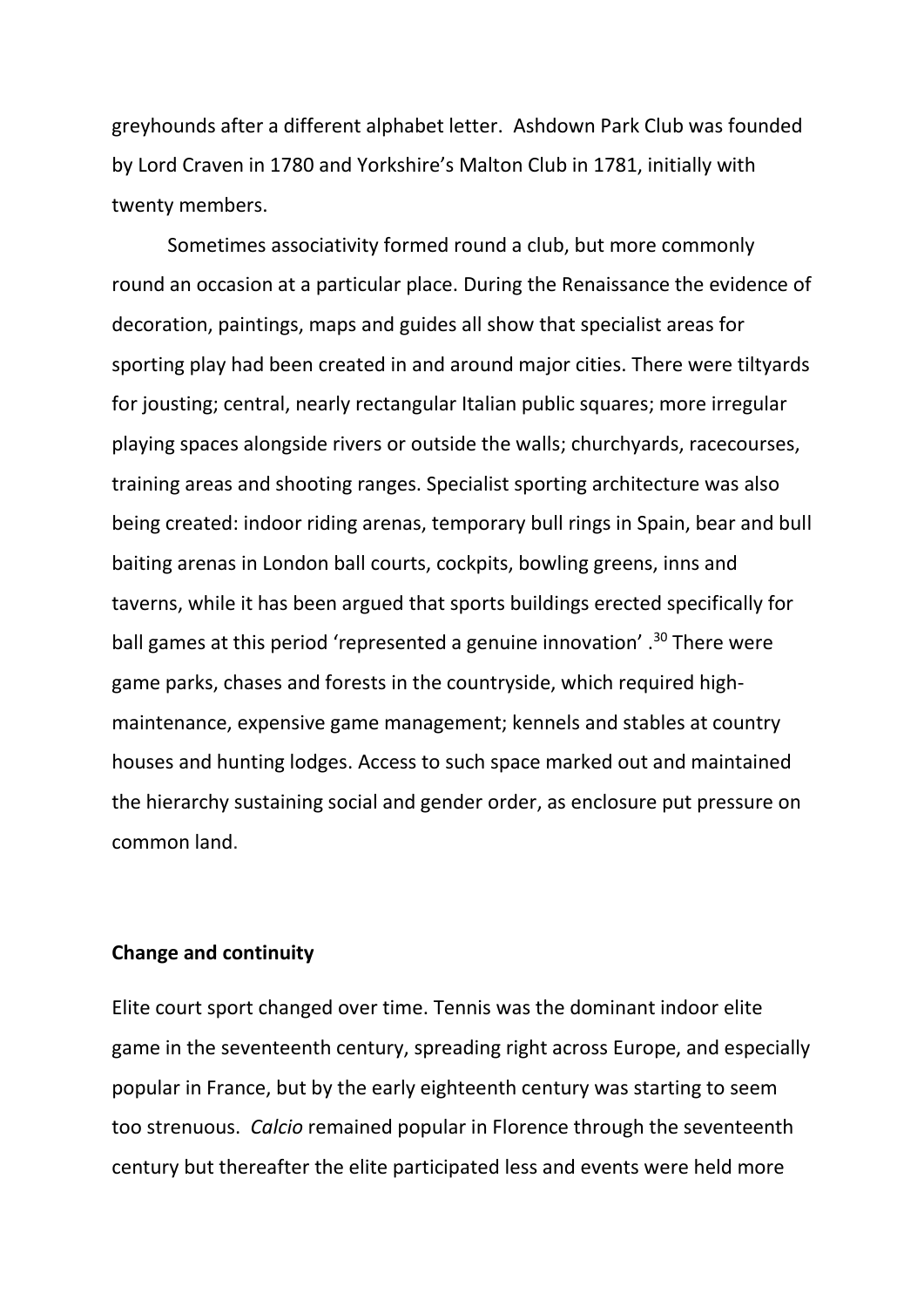greyhounds after a different alphabet letter. Ashdown Park Club was founded by Lord Craven in 1780 and Yorkshire's Malton Club in 1781, initially with twenty members.

Sometimes associativity formed round a club, but more commonly round an occasion at a particular place. During the Renaissance the evidence of decoration, paintings, maps and guides all show that specialist areas for sporting play had been created in and around major cities. There were tiltyards for jousting; central, nearly rectangular Italian public squares; more irregular playing spaces alongside rivers or outside the walls; churchyards, racecourses, training areas and shooting ranges. Specialist sporting architecture was also being created: indoor riding arenas, temporary bull rings in Spain, bear and bull baiting arenas in London ball courts, cockpits, bowling greens, inns and taverns, while it has been argued that sports buildings erected specifically for ball games at this period 'represented a genuine innovation' .[30] There were game parks, chases and forests in the countryside, which required high-maintenance, expensive game management; kennels and stables at country houses and hunting lodges. Access to such space marked out and maintained the hierarchy sustaining social and gender order, as enclosure put pressure on common land.

**Change and continuity**

Elite court sport changed over time. Tennis was the dominant indoor elite game in the seventeenth century, spreading right across Europe, and especially popular in France, but by the early eighteenth century was starting to seem too strenuous. *Calcio* remained popular in Florence through the seventeenth century but thereafter the elite participated less and events were held more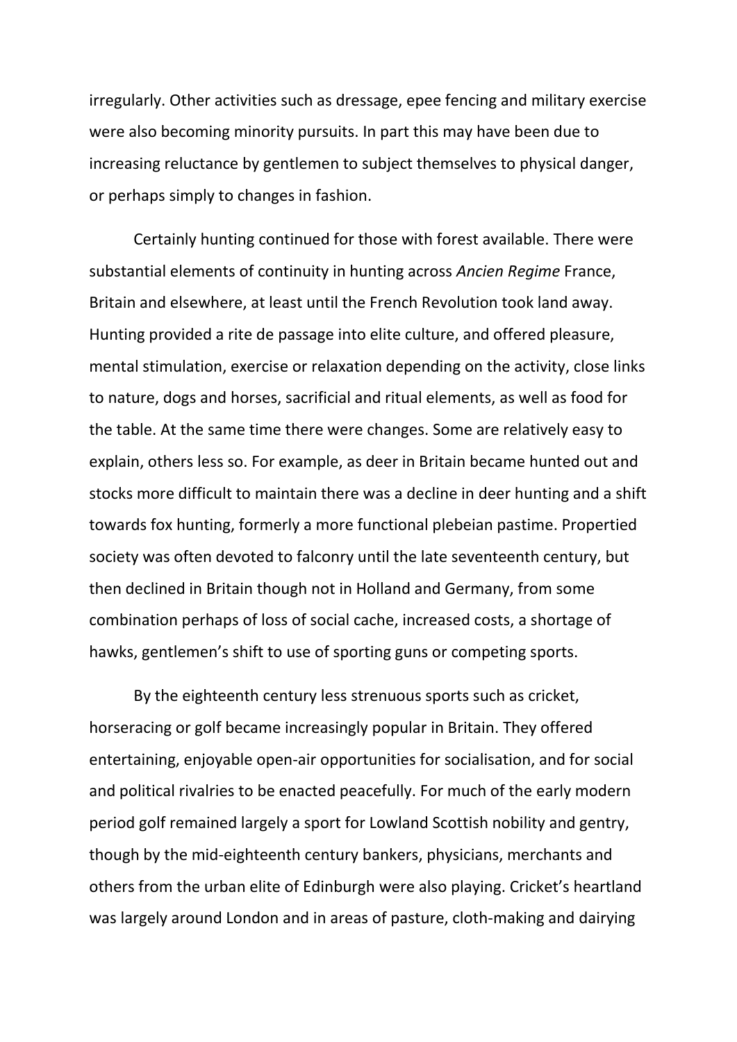irregularly. Other activities such as dressage, epee fencing and military exercise were also becoming minority pursuits. In part this may have been due to increasing reluctance by gentlemen to subject themselves to physical danger, or perhaps simply to changes in fashion.

Certainly hunting continued for those with forest available. There were substantial elements of continuity in hunting across *Ancien Regime* France, Britain and elsewhere, at least until the French Revolution took land away. Hunting provided a rite de passage into elite culture, and offered pleasure, mental stimulation, exercise or relaxation depending on the activity, close links to nature, dogs and horses, sacrificial and ritual elements, as well as food for the table. At the same time there were changes. Some are relatively easy to explain, others less so. For example, as deer in Britain became hunted out and stocks more difficult to maintain there was a decline in deer hunting and a shift towards fox hunting, formerly a more functional plebeian pastime. Propertied society was often devoted to falconry until the late seventeenth century, but then declined in Britain though not in Holland and Germany, from some combination perhaps of loss of social cache, increased costs, a shortage of hawks, gentlemen's shift to use of sporting guns or competing sports.

By the eighteenth century less strenuous sports such as cricket, horseracing or golf became increasingly popular in Britain. They offered entertaining, enjoyable open-air opportunities for socialisation, and for social and political rivalries to be enacted peacefully. For much of the early modern period golf remained largely a sport for Lowland Scottish nobility and gentry, though by the mid-eighteenth century bankers, physicians, merchants and others from the urban elite of Edinburgh were also playing. Cricket's heartland was largely around London and in areas of pasture, cloth-making and dairying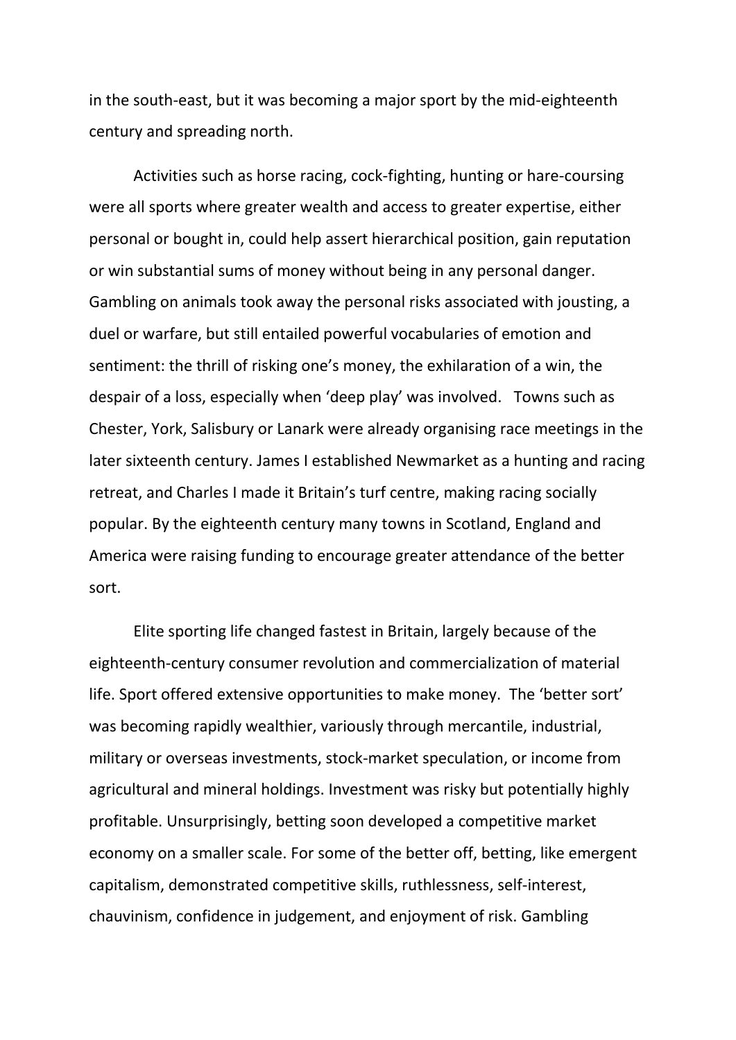in the south-east, but it was becoming a major sport by the mid-eighteenth century and spreading north.

Activities such as horse racing, cock-fighting, hunting or hare-coursing were all sports where greater wealth and access to greater expertise, either personal or bought in, could help assert hierarchical position, gain reputation or win substantial sums of money without being in any personal danger. Gambling on animals took away the personal risks associated with jousting, a duel or warfare, but still entailed powerful vocabularies of emotion and sentiment: the thrill of risking one's money, the exhilaration of a win, the despair of a loss, especially when 'deep play' was involved. Towns such as Chester, York, Salisbury or Lanark were already organising race meetings in the later sixteenth century. James I established Newmarket as a hunting and racing retreat, and Charles I made it Britain's turf centre, making racing socially popular. By the eighteenth century many towns in Scotland, England and America were raising funding to encourage greater attendance of the better sort.

Elite sporting life changed fastest in Britain, largely because of the eighteenth-century consumer revolution and commercialization of material life. Sport offered extensive opportunities to make money. The 'better sort' was becoming rapidly wealthier, variously through mercantile, industrial, military or overseas investments, stock-market speculation, or income from agricultural and mineral holdings. Investment was risky but potentially highly profitable. Unsurprisingly, betting soon developed a competitive market economy on a smaller scale. For some of the better off, betting, like emergent capitalism, demonstrated competitive skills, ruthlessness, self-interest, chauvinism, confidence in judgement, and enjoyment of risk. Gambling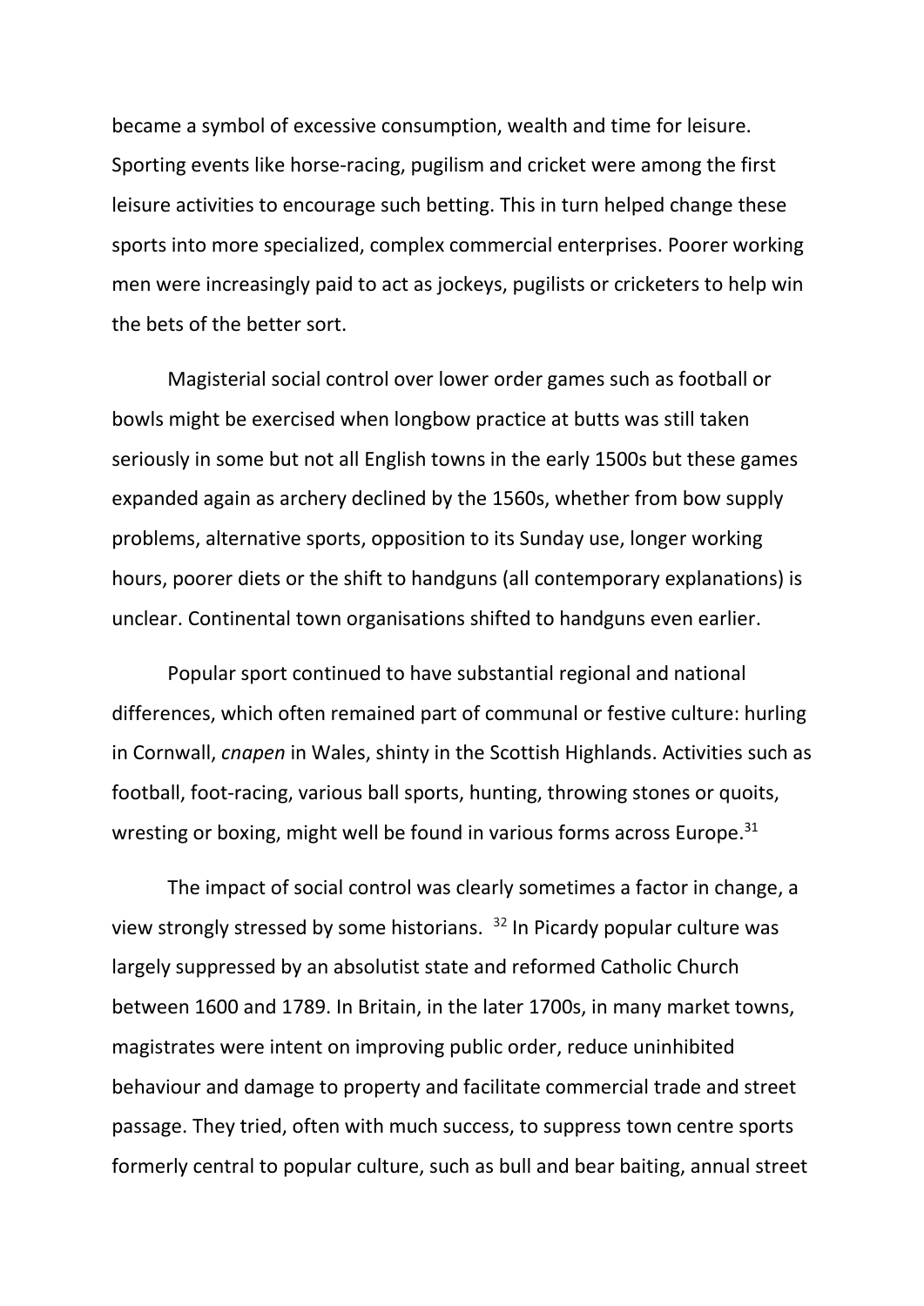became a symbol of excessive consumption, wealth and time for leisure. Sporting events like horse-racing, pugilism and cricket were among the first leisure activities to encourage such betting. This in turn helped change these sports into more specialized, complex commercial enterprises. Poorer working men were increasingly paid to act as jockeys, pugilists or cricketers to help win the bets of the better sort.

Magisterial social control over lower order games such as football or bowls might be exercised when longbow practice at butts was still taken seriously in some but not all English towns in the early 1500s but these games expanded again as archery declined by the 1560s, whether from bow supply problems, alternative sports, opposition to its Sunday use, longer working hours, poorer diets or the shift to handguns (all contemporary explanations) is unclear. Continental town organisations shifted to handguns even earlier.

Popular sport continued to have substantial regional and national differences, which often remained part of communal or festive culture: hurling in Cornwall, *cnapen* in Wales, shinty in the Scottish Highlands. Activities such as football, foot-racing, various ball sports, hunting, throwing stones or quoits, wresting or boxing, might well be found in various forms across Europe.[31]

The impact of social control was clearly sometimes a factor in change, a view strongly stressed by some historians. [32] In Picardy popular culture was largely suppressed by an absolutist state and reformed Catholic Church between 1600 and 1789. In Britain, in the later 1700s, in many market towns, magistrates were intent on improving public order, reduce uninhibited behaviour and damage to property and facilitate commercial trade and street passage. They tried, often with much success, to suppress town centre sports formerly central to popular culture, such as bull and bear baiting, annual street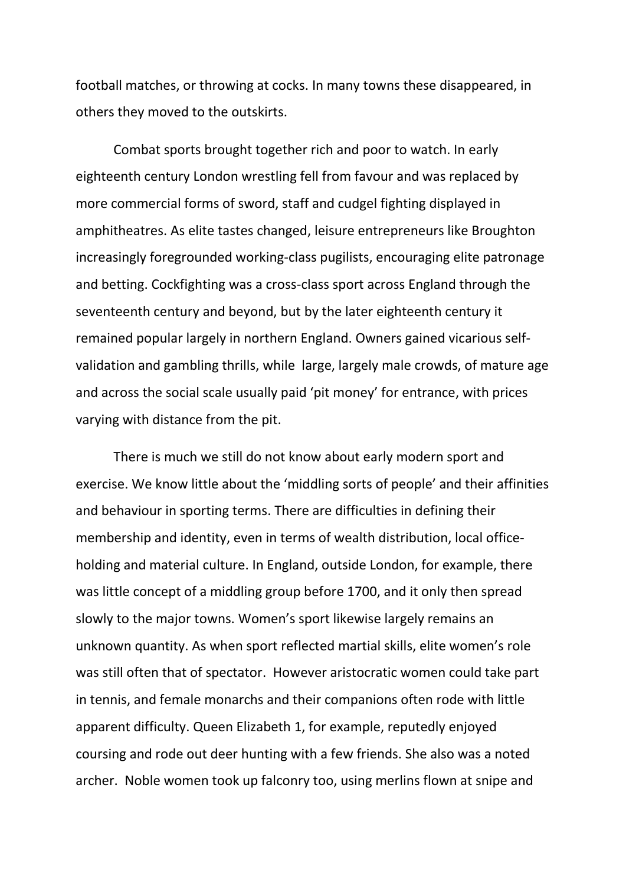football matches, or throwing at cocks. In many towns these disappeared, in others they moved to the outskirts.

Combat sports brought together rich and poor to watch. In early eighteenth century London wrestling fell from favour and was replaced by more commercial forms of sword, staff and cudgel fighting displayed in amphitheatres. As elite tastes changed, leisure entrepreneurs like Broughton increasingly foregrounded working-class pugilists, encouraging elite patronage and betting. Cockfighting was a cross-class sport across England through the seventeenth century and beyond, but by the later eighteenth century it remained popular largely in northern England. Owners gained vicarious self-validation and gambling thrills, while large, largely male crowds, of mature age and across the social scale usually paid 'pit money' for entrance, with prices varying with distance from the pit.

There is much we still do not know about early modern sport and exercise. We know little about the 'middling sorts of people' and their affinities and behaviour in sporting terms. There are difficulties in defining their membership and identity, even in terms of wealth distribution, local office-holding and material culture. In England, outside London, for example, there was little concept of a middling group before 1700, and it only then spread slowly to the major towns. Women's sport likewise largely remains an unknown quantity. As when sport reflected martial skills, elite women's role was still often that of spectator. However aristocratic women could take part in tennis, and female monarchs and their companions often rode with little apparent difficulty. Queen Elizabeth 1, for example, reputedly enjoyed coursing and rode out deer hunting with a few friends. She also was a noted archer. Noble women took up falconry too, using merlins flown at snipe and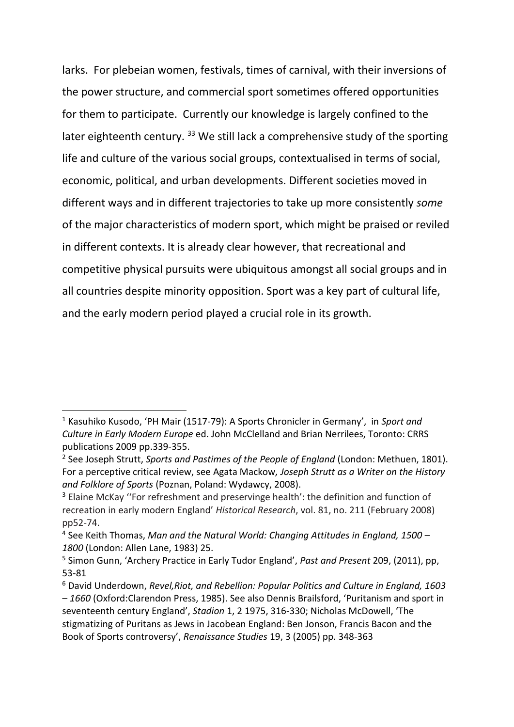larks. For plebeian women, festivals, times of carnival, with their inversions of the power structure, and commercial sport sometimes offered opportunities for them to participate. Currently our knowledge is largely confined to the later eighteenth century. [33] We still lack a comprehensive study of the sporting life and culture of the various social groups, contextualised in terms of social, economic, political, and urban developments. Different societies moved in different ways and in different trajectories to take up more consistently *some* of the major characteristics of modern sport, which might be praised or reviled in different contexts. It is already clear however, that recreational and competitive physical pursuits were ubiquitous amongst all social groups and in all countries despite minority opposition. Sport was a key part of cultural life, and the early modern period played a crucial role in its growth.

---

[1] Kasuhiko Kusodo, 'PH Mair (1517-79): A Sports Chronicler in Germany', in *Sport and Culture in Early Modern Europe* ed. John McClelland and Brian Nerrilees, Toronto: CRRS publications 2009 pp.339-355.

[2] See Joseph Strutt, *Sports and Pastimes of the People of England* (London: Methuen, 1801). For a perceptive critical review, see Agata Mackow*, Joseph Strutt as a Writer on the History and Folklore of Sports* (Poznan, Poland: Wydawcy, 2008).

[3] Elaine McKay ''For refreshment and preservinge health': the definition and function of recreation in early modern England' *Historical Research*, vol. 81, no. 211 (February 2008) pp52-74.

[4] See Keith Thomas, *Man and the Natural World: Changing Attitudes in England, 1500 – 1800* (London: Allen Lane, 1983) 25.

[5] Simon Gunn, 'Archery Practice in Early Tudor England', *Past and Present* 209, (2011), pp, 53-81

[6] David Underdown, *Revel,Riot, and Rebellion: Popular Politics and Culture in England, 1603 – 1660* (Oxford:Clarendon Press, 1985). See also Dennis Brailsford, 'Puritanism and sport in seventeenth century England', *Stadion* 1, 2 1975, 316-330; Nicholas McDowell, 'The stigmatizing of Puritans as Jews in Jacobean England: Ben Jonson, Francis Bacon and the Book of Sports controversy', *Renaissance Studies* 19, 3 (2005) pp. 348-363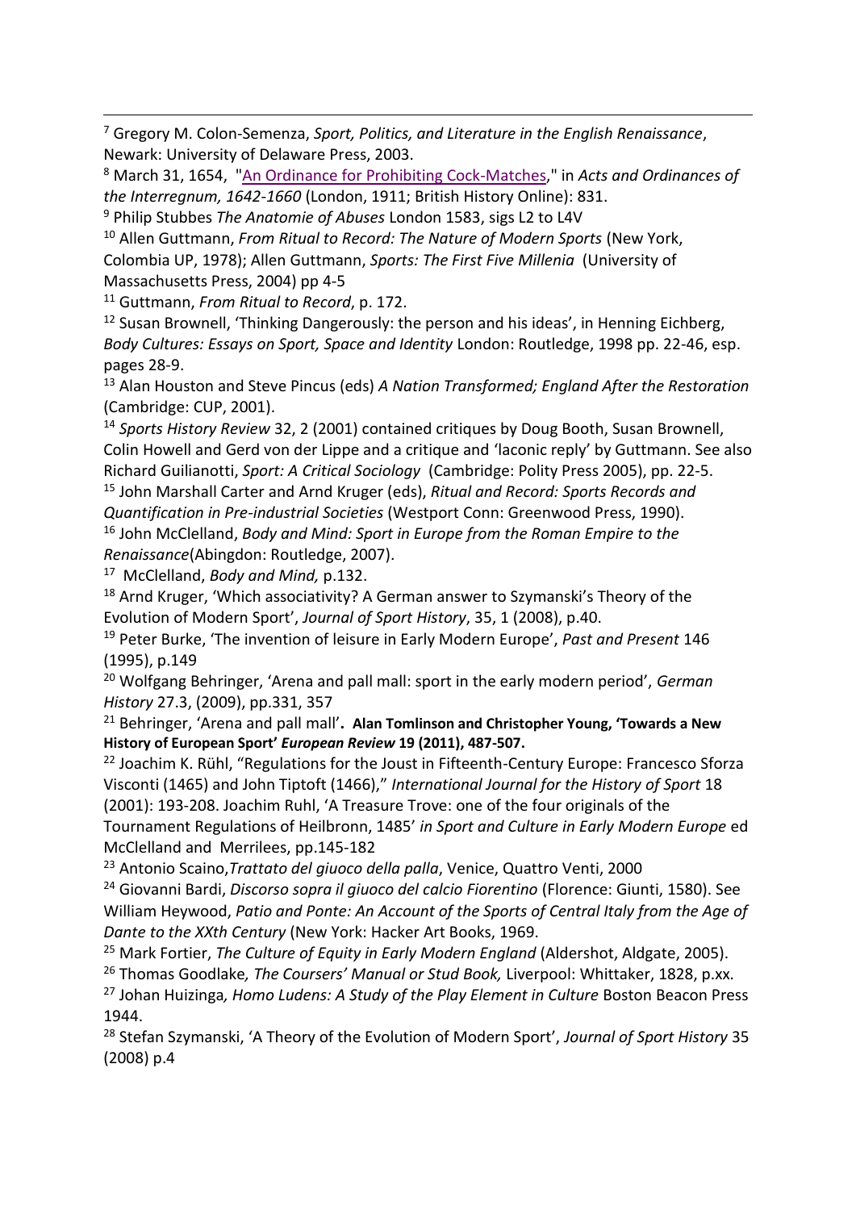[7] Gregory M. Colon-Semenza, *Sport, Politics, and Literature in the English Renaissance*, Newark: University of Delaware Press, 2003.

[8] March 31, 1654, "An Ordinance for Prohibiting Cock-Matches," in *Acts and Ordinances of the Interregnum, 1642-1660* (London, 1911; British History Online): 831.

[9] Philip Stubbes *The Anatomie of Abuses* London 1583, sigs L2 to L4V

[10] Allen Guttmann, *From Ritual to Record: The Nature of Modern Sports* (New York, Colombia UP, 1978); Allen Guttmann, *Sports: The First Five Millenia* (University of Massachusetts Press, 2004) pp 4-5

[11] Guttmann, *From Ritual to Record*, p. 172.

[12] Susan Brownell, 'Thinking Dangerously: the person and his ideas', in Henning Eichberg, *Body Cultures: Essays on Sport, Space and Identity* London: Routledge, 1998 pp. 22-46, esp. pages 28-9.

[13] Alan Houston and Steve Pincus (eds) *A Nation Transformed; England After the Restoration* (Cambridge: CUP, 2001).

[14] *Sports History Review* 32, 2 (2001) contained critiques by Doug Booth, Susan Brownell, Colin Howell and Gerd von der Lippe and a critique and 'laconic reply' by Guttmann. See also Richard Guilianotti, *Sport: A Critical Sociology* (Cambridge: Polity Press 2005), pp. 22-5.

[15] John Marshall Carter and Arnd Kruger (eds), *Ritual and Record: Sports Records and Quantification in Pre-industrial Societies* (Westport Conn: Greenwood Press, 1990).

[16] John McClelland, *Body and Mind: Sport in Europe from the Roman Empire to the Renaissance*(Abingdon: Routledge, 2007).

[17] McClelland, *Body and Mind,* p.132.

[18] Arnd Kruger, 'Which associativity? A German answer to Szymanski's Theory of the Evolution of Modern Sport', *Journal of Sport History*, 35, 1 (2008), p.40.

[19] Peter Burke, 'The invention of leisure in Early Modern Europe', *Past and Present* 146 (1995), p.149

[20] Wolfgang Behringer, 'Arena and pall mall: sport in the early modern period', *German History* 27.3, (2009), pp.331, 357

[21] Behringer, 'Arena and pall mall'**. Alan Tomlinson and Christopher Young, 'Towards a New History of European Sport'** ***European Review*** **19 (2011), 487-507.**

[22] Joachim K. Rühl, "Regulations for the Joust in Fifteenth-Century Europe: Francesco Sforza Visconti (1465) and John Tiptoft (1466)," *International Journal for the History of Sport* 18 (2001): 193-208. Joachim Ruhl, 'A Treasure Trove: one of the four originals of the Tournament Regulations of Heilbronn, 1485' *in Sport and Culture in Early Modern Europe* ed McClelland and Merrilees, pp.145-182

[23] Antonio Scaino,*Trattato del giuoco della palla*, Venice, Quattro Venti, 2000

[24] Giovanni Bardi, *Discorso sopra il giuoco del calcio Fiorentino* (Florence: Giunti, 1580). See William Heywood, *Patio and Ponte: An Account of the Sports of Central Italy from the Age of Dante to the XXth Century* (New York: Hacker Art Books, 1969.

[25] Mark Fortier, *The Culture of Equity in Early Modern England* (Aldershot, Aldgate, 2005).

[26] Thomas Goodlake*, The Coursers' Manual or Stud Book,* Liverpool: Whittaker, 1828, p.xx.

[27] Johan Huizinga*, Homo Ludens: A Study of the Play Element in Culture* Boston Beacon Press 1944.

[28] Stefan Szymanski, 'A Theory of the Evolution of Modern Sport', *Journal of Sport History* 35 (2008) p.4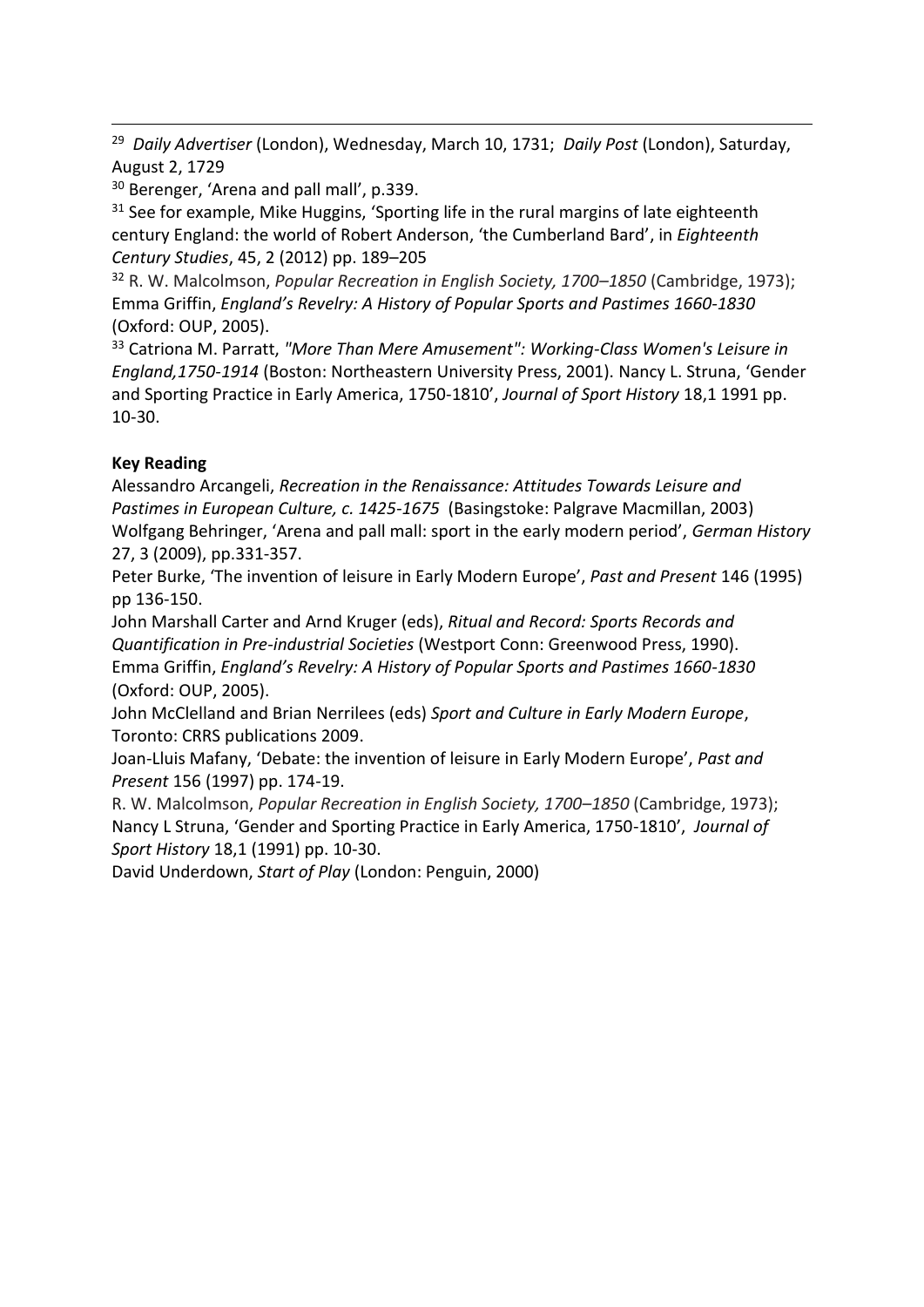[29] *Daily Advertiser* (London), Wednesday, March 10, 1731; *Daily Post* (London), Saturday, August 2, 1729

[30] Berenger, 'Arena and pall mall', p.339.

[31] See for example, Mike Huggins, 'Sporting life in the rural margins of late eighteenth century England: the world of Robert Anderson, 'the Cumberland Bard', in *Eighteenth Century Studies*, 45, 2 (2012) pp. 189–205

[32] R. W. Malcolmson, *Popular Recreation in English Society, 1700–1850* (Cambridge, 1973); Emma Griffin, *England's Revelry: A History of Popular Sports and Pastimes 1660-1830* (Oxford: OUP, 2005).

[33] Catriona M. Parratt, *"More Than Mere Amusement": Working-Class Women's Leisure in England,1750-1914* (Boston: Northeastern University Press, 2001). Nancy L. Struna, 'Gender and Sporting Practice in Early America, 1750-1810', *Journal of Sport History* 18,1 1991 pp. 10-30.

**Key Reading**

Alessandro Arcangeli, *Recreation in the Renaissance: Attitudes Towards Leisure and Pastimes in European Culture, c. 1425-1675* (Basingstoke: Palgrave Macmillan, 2003)
Wolfgang Behringer, 'Arena and pall mall: sport in the early modern period', *German History* 27, 3 (2009), pp.331-357.
Peter Burke, 'The invention of leisure in Early Modern Europe', *Past and Present* 146 (1995) pp 136-150.
John Marshall Carter and Arnd Kruger (eds), *Ritual and Record: Sports Records and Quantification in Pre-industrial Societies* (Westport Conn: Greenwood Press, 1990).
Emma Griffin, *England's Revelry: A History of Popular Sports and Pastimes 1660-1830* (Oxford: OUP, 2005).
John McClelland and Brian Nerrilees (eds) *Sport and Culture in Early Modern Europe*, Toronto: CRRS publications 2009.
Joan-Lluis Mafany, 'Debate: the invention of leisure in Early Modern Europe', *Past and Present* 156 (1997) pp. 174-19.
R. W. Malcolmson, *Popular Recreation in English Society, 1700–1850* (Cambridge, 1973);
Nancy L Struna, 'Gender and Sporting Practice in Early America, 1750-1810', *Journal of Sport History* 18,1 (1991) pp. 10-30.
David Underdown, *Start of Play* (London: Penguin, 2000)